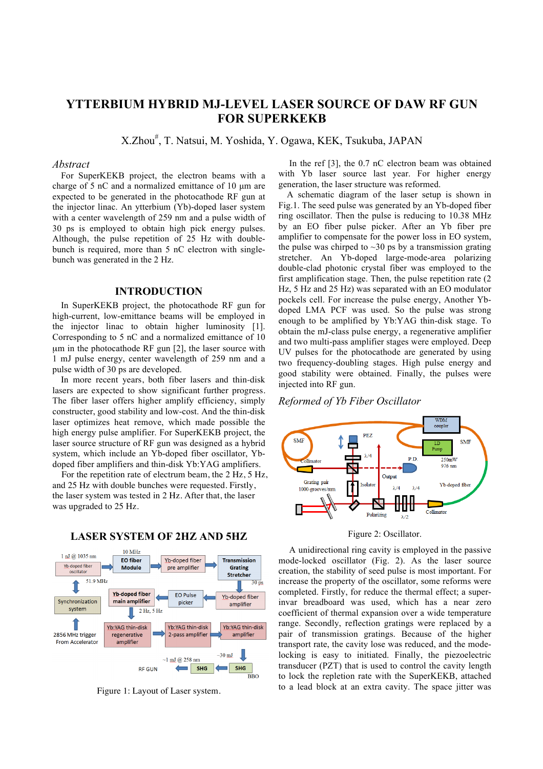# YTTERBIUM HYBRID MJ-LEVEL LASER SOURCE OF DAW RF GUN FOR SUPERKEKB

X.Zhou#, T. Natsui, M. Yoshida, Y. Ogawa, KEK, Tsukuba, JAPAN

## *Abstract*

For SuperKEKB project, the electron beams with a charge of 5 nC and a normalized emittance of 10 μm are expected to be generated in the photocathode RF gun at the injector linac. An ytterbium (Yb)-doped laser system with a center wavelength of 259 nm and a pulse width of 30 ps is employed to obtain high pick energy pulses. Although, the pulse repetition of 25 Hz with double-bunch is required, more than 5 nC electron with single-bunch was generated in the 2 Hz.

## INTRODUCTION

In SuperKEKB project, for the photocathode RF gun for high-current, low-emittance beams will be employed in the injector linac to obtain higher luminosity [1]. Corresponding to 5 nC and a normalized emittance of 10 μm in the photocathode RF gun [2], the laser source with 1 mJ pulse energy, center wavelength of 259 nm and a pulse width of 30 ps are developed.

In more recent years, both fiber lasers and thin-disk lasers are expected to show significant further progress. The fiber laser offers higher amplify efficiency, simply constructer, good stability and low-cost. And the thin-disk laser optimizes heat remove, which made possible the high energy pulse amplifier. For the SuperKEKB project, the laser source structure of RF gun was designed as a hybrid system, which include an Yb-doped fiber oscillator, Yb-doped fiber amplifiers and thin-disk Yb:YAG amplifiers.

For the repetition rate of electrum beam, the 2 Hz, 5 Hz, and 25 Hz with double bunches were requested. Firstly, the laser system was tested in 2 Hz. After that, the laser was upgraded to 25 Hz.

## LASER SYSTEM OF 2HZ AND 5HZ

Figure 1: Layout of Laser system.

In the ref [3], the 0.7 nC electron beam was obtained with Yb laser source last year. For higher energy generation, the laser structure was reformed.

A schematic diagram of the laser setup is shown in Fig.1. The seed pulse was generated by an Yb-doped fiber ring oscillator. Then the pulse is reducing to 10.38 MHz by an EO fiber pulse picker. After an Yb fiber pre amplifier to compensate for the power loss in EO system, the pulse was chirped to ~30 ps by a transmission grating stretcher. An Yb-doped large-mode-area polarizing double-clad photonic crystal fiber was employed to the first amplification stage. Then, the pulse repetition rate (2 Hz, 5 Hz and 25 Hz) was separated with an EO modulator pockels cell. For increase the pulse energy, Another Yb-doped LMA PCF was used. So the pulse was strong enough to be amplified by Yb:YAG thin-disk stage. To obtain the mJ-class pulse energy, a regenerative amplifier and two multi-pass amplifier stages were employed. Deep UV pulses for the photocathode are generated by using two frequency-doubling stages. High pulse energy and good stability were obtained. Finally, the pulses were injected into RF gun.

### *Reformed of Yb Fiber Oscillator*

Figure 2: Oscillator.

A unidirectional ring cavity is employed in the passive mode-locked oscillator (Fig. 2). As the laser source creation, the stability of seed pulse is most important. For increase the property of the oscillator, some reforms were completed. Firstly, for reduce the thermal effect; a super-invar breadboard was used, which has a near zero coefficient of thermal expansion over a wide temperature range. Secondly, reflection gratings were replaced by a pair of transmission gratings. Because of the higher transport rate, the cavity lose was reduced, and the mode-locking is easy to initiated. Finally, the piezoelectric transducer (PZT) that is used to control the cavity length to lock the repletion rate with the SuperKEKB, attached to a lead block at an extra cavity. The space jitter was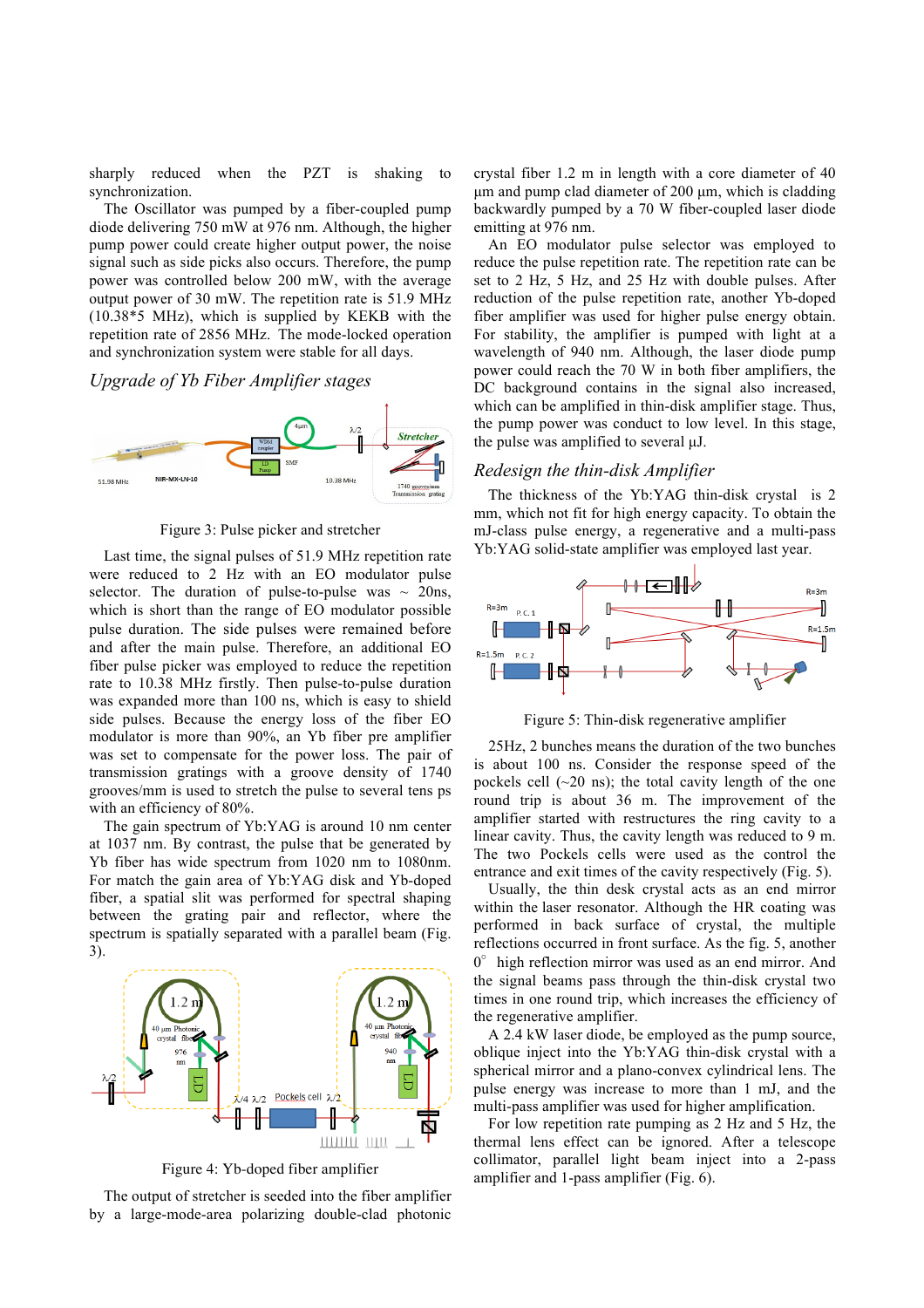sharply reduced when the PZT is shaking to synchronization.

The Oscillator was pumped by a fiber-coupled pump diode delivering 750 mW at 976 nm. Although, the higher pump power could create higher output power, the noise signal such as side picks also occurs. Therefore, the pump power was controlled below 200 mW, with the average output power of 30 mW. The repetition rate is 51.9 MHz (10.38*5 MHz), which is supplied by KEKB with the repetition rate of 2856 MHz. The mode-locked operation and synchronization system were stable for all days.

## *Upgrade of Yb Fiber Amplifier stages*

Figure 3: Pulse picker and stretcher

Last time, the signal pulses of 51.9 MHz repetition rate were reduced to 2 Hz with an EO modulator pulse selector. The duration of pulse-to-pulse was ~ 20ns, which is short than the range of EO modulator possible pulse duration. The side pulses were remained before and after the main pulse. Therefore, an additional EO fiber pulse picker was employed to reduce the repetition rate to 10.38 MHz firstly. Then pulse-to-pulse duration was expanded more than 100 ns, which is easy to shield side pulses. Because the energy loss of the fiber EO modulator is more than 90%, an Yb fiber pre amplifier was set to compensate for the power loss. The pair of transmission gratings with a groove density of 1740 grooves/mm is used to stretch the pulse to several tens ps with an efficiency of 80%.

The gain spectrum of Yb:YAG is around 10 nm center at 1037 nm. By contrast, the pulse that be generated by Yb fiber has wide spectrum from 1020 nm to 1080nm. For match the gain area of Yb:YAG disk and Yb-doped fiber, a spatial slit was performed for spectral shaping between the grating pair and reflector, where the spectrum is spatially separated with a parallel beam (Fig. 3).

Figure 4: Yb-doped fiber amplifier

The output of stretcher is seeded into the fiber amplifier by a large-mode-area polarizing double-clad photonic crystal fiber 1.2 m in length with a core diameter of 40 µm and pump clad diameter of 200 µm, which is cladding backwardly pumped by a 70 W fiber-coupled laser diode emitting at 976 nm.

An EO modulator pulse selector was employed to reduce the pulse repetition rate. The repetition rate can be set to 2 Hz, 5 Hz, and 25 Hz with double pulses. After reduction of the pulse repetition rate, another Yb-doped fiber amplifier was used for higher pulse energy obtain. For stability, the amplifier is pumped with light at a wavelength of 940 nm. Although, the laser diode pump power could reach the 70 W in both fiber amplifiers, the DC background contains in the signal also increased, which can be amplified in thin-disk amplifier stage. Thus, the pump power was conduct to low level. In this stage, the pulse was amplified to several µJ.

## *Redesign the thin-disk Amplifier*

The thickness of the Yb:YAG thin-disk crystal is 2 mm, which not fit for high energy capacity. To obtain the mJ-class pulse energy, a regenerative and a multi-pass Yb:YAG solid-state amplifier was employed last year.

Figure 5: Thin-disk regenerative amplifier

25Hz, 2 bunches means the duration of the two bunches is about 100 ns. Consider the response speed of the pockels cell (~20 ns); the total cavity length of the one round trip is about 36 m. The improvement of the amplifier started with restructures the ring cavity to a linear cavity. Thus, the cavity length was reduced to 9 m. The two Pockels cells were used as the control the entrance and exit times of the cavity respectively (Fig. 5).

Usually, the thin desk crystal acts as an end mirror within the laser resonator. Although the HR coating was performed in back surface of crystal, the multiple reflections occurred in front surface. As the fig. 5, another 0° high reflection mirror was used as an end mirror. And the signal beams pass through the thin-disk crystal two times in one round trip, which increases the efficiency of the regenerative amplifier.

A 2.4 kW laser diode, be employed as the pump source, oblique inject into the Yb:YAG thin-disk crystal with a spherical mirror and a plano-convex cylindrical lens. The pulse energy was increase to more than 1 mJ, and the multi-pass amplifier was used for higher amplification.

For low repetition rate pumping as 2 Hz and 5 Hz, the thermal lens effect can be ignored. After a telescope collimator, parallel light beam inject into a 2-pass amplifier and 1-pass amplifier (Fig. 6).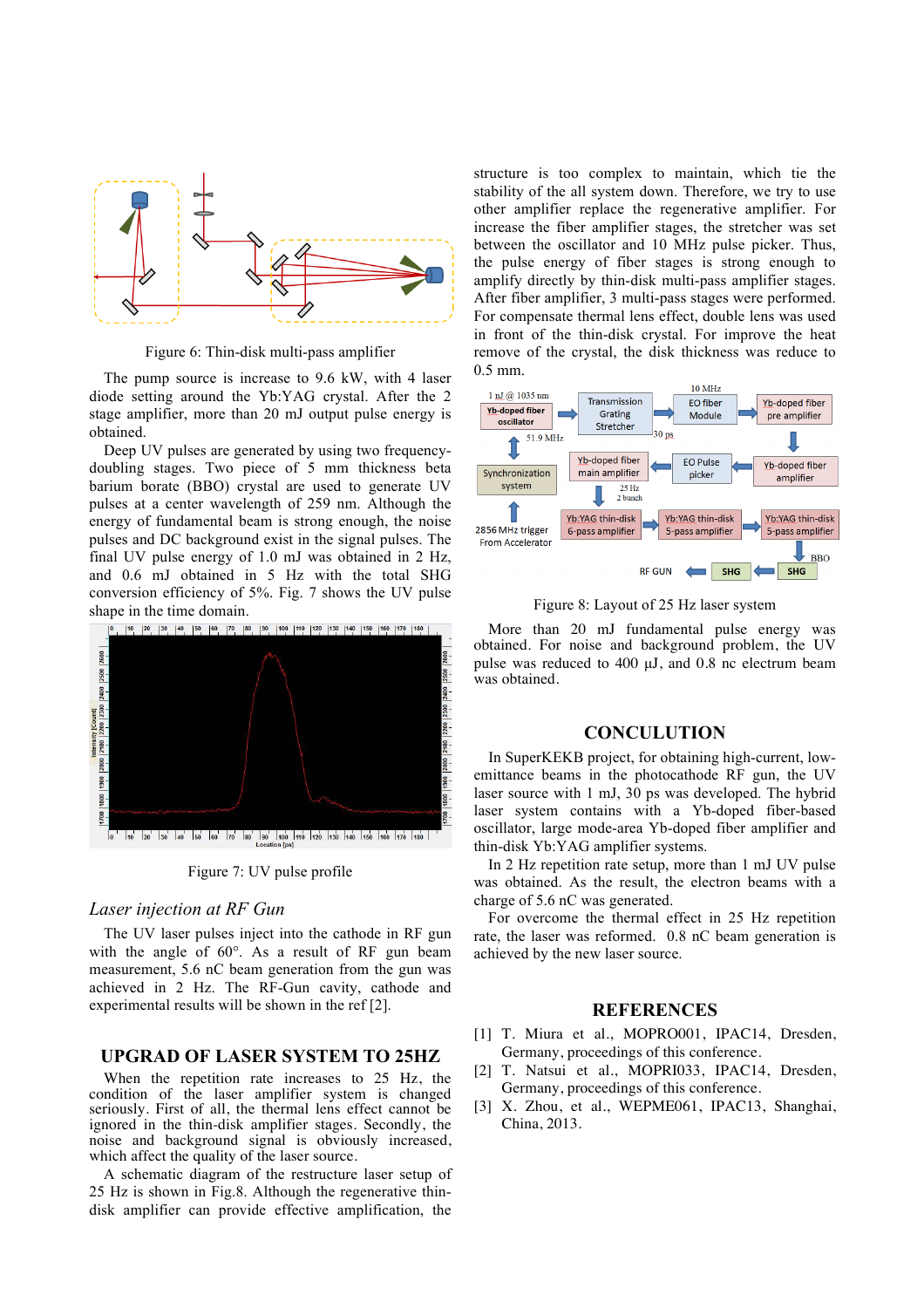Figure 6: Thin-disk multi-pass amplifier

The pump source is increase to 9.6 kW, with 4 laser diode setting around the Yb:YAG crystal. After the 2 stage amplifier, more than 20 mJ output pulse energy is obtained.

Deep UV pulses are generated by using two frequency-doubling stages. Two piece of 5 mm thickness beta barium borate (BBO) crystal are used to generate UV pulses at a center wavelength of 259 nm. Although the energy of fundamental beam is strong enough, the noise pulses and DC background exist in the signal pulses. The final UV pulse energy of 1.0 mJ was obtained in 2 Hz, and 0.6 mJ obtained in 5 Hz with the total SHG conversion efficiency of 5%. Fig. 7 shows the UV pulse shape in the time domain.

Figure 7: UV pulse profile

### *Laser injection at RF Gun*

The UV laser pulses inject into the cathode in RF gun with the angle of 60°. As a result of RF gun beam measurement, 5.6 nC beam generation from the gun was achieved in 2 Hz. The RF-Gun cavity, cathode and experimental results will be shown in the ref [2].

## UPGRAD OF LASER SYSTEM TO 25HZ

When the repetition rate increases to 25 Hz, the condition of the laser amplifier system is changed seriously. First of all, the thermal lens effect cannot be ignored in the thin-disk amplifier stages. Secondly, the noise and background signal is obviously increased, which affect the quality of the laser source.

A schematic diagram of the restructure laser setup of 25 Hz is shown in Fig.8. Although the regenerative thin-disk amplifier can provide effective amplification, the structure is too complex to maintain, which tie the stability of the all system down. Therefore, we try to use other amplifier replace the regenerative amplifier. For increase the fiber amplifier stages, the stretcher was set between the oscillator and 10 MHz pulse picker. Thus, the pulse energy of fiber stages is strong enough to amplify directly by thin-disk multi-pass amplifier stages. After fiber amplifier, 3 multi-pass stages were performed. For compensate thermal lens effect, double lens was used in front of the thin-disk crystal. For improve the heat remove of the crystal, the disk thickness was reduce to 0.5 mm.

Figure 8: Layout of 25 Hz laser system

More than 20 mJ fundamental pulse energy was obtained. For noise and background problem, the UV pulse was reduced to 400 μJ, and 0.8 nc electrum beam was obtained.

## CONCULUTION

In SuperKEKB project, for obtaining high-current, low-emittance beams in the photocathode RF gun, the UV laser source with 1 mJ, 30 ps was developed. The hybrid laser system contains with a Yb-doped fiber-based oscillator, large mode-area Yb-doped fiber amplifier and thin-disk Yb:YAG amplifier systems.

In 2 Hz repetition rate setup, more than 1 mJ UV pulse was obtained. As the result, the electron beams with a charge of 5.6 nC was generated.

For overcome the thermal effect in 25 Hz repetition rate, the laser was reformed. 0.8 nC beam generation is achieved by the new laser source.

## REFERENCES

[1] T. Miura et al., MOPRO001, IPAC14, Dresden, Germany, proceedings of this conference.

[2] T. Natsui et al., MOPRI033, IPAC14, Dresden, Germany, proceedings of this conference.

[3] X. Zhou, et al., WEPME061, IPAC13, Shanghai, China, 2013.